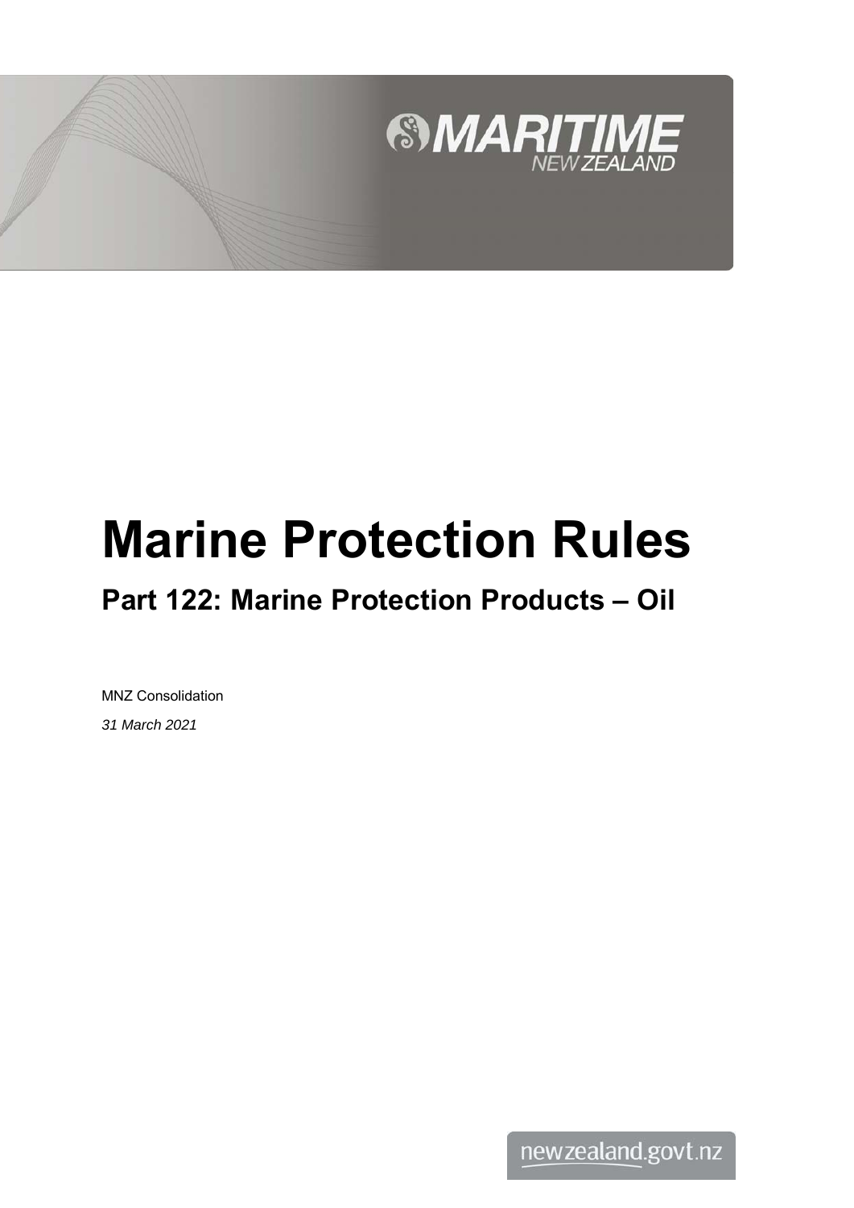MARITIME NEW ZEALAND

# Marine Protection Rules

## Part 122: Marine Protection Products – Oil

MNZ Consolidation

*31 March 2021*

newzealand.govt.nz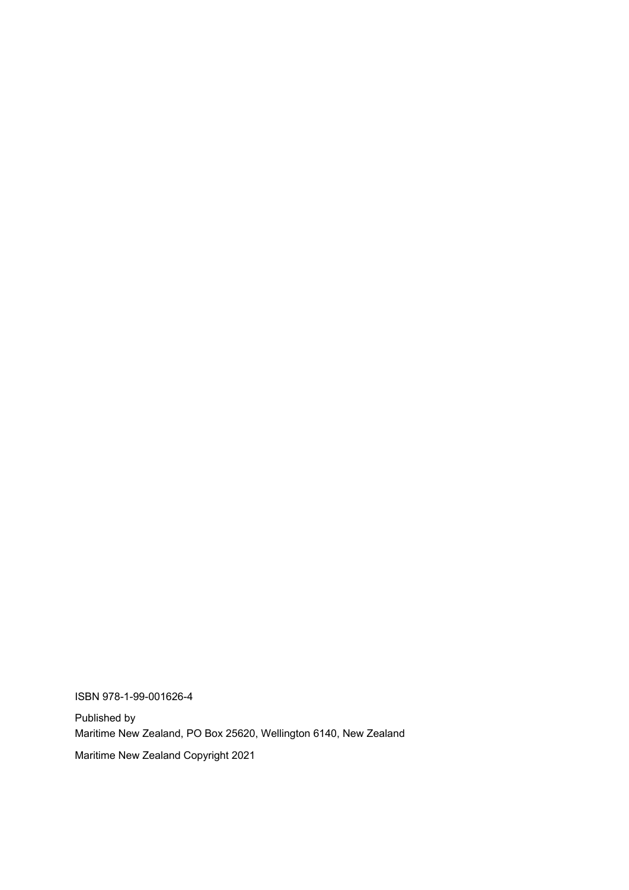ISBN 978-1-99-001626-4

Published by
Maritime New Zealand, PO Box 25620, Wellington 6140, New Zealand

Maritime New Zealand Copyright 2021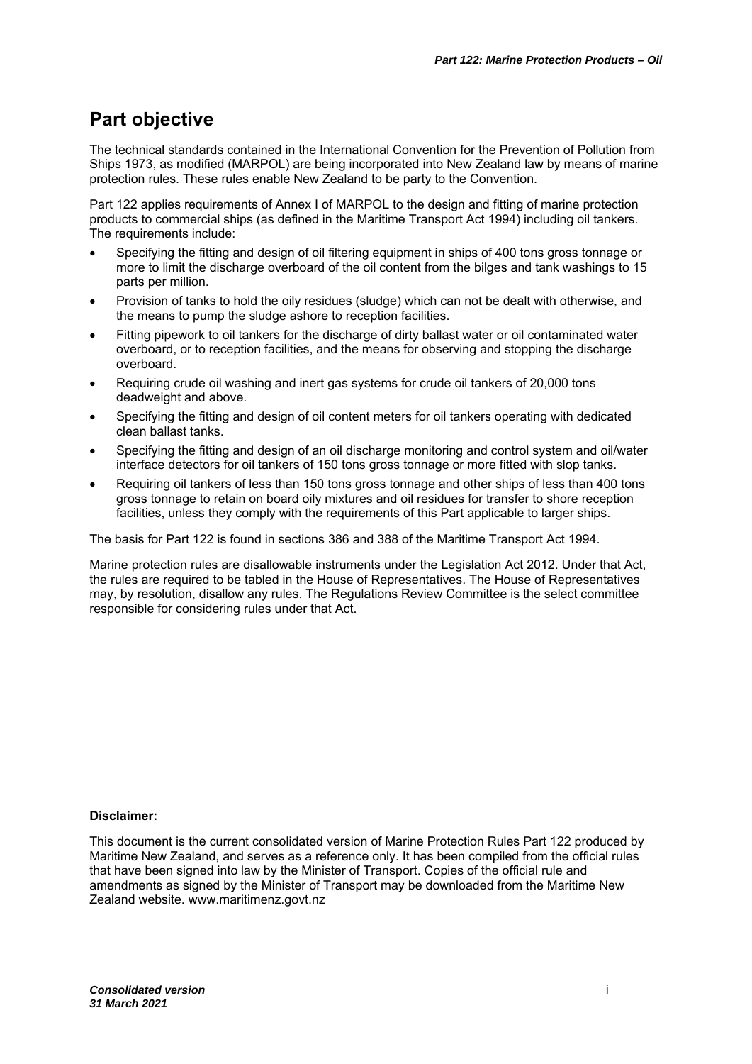# Part objective

The technical standards contained in the International Convention for the Prevention of Pollution from Ships 1973, as modified (MARPOL) are being incorporated into New Zealand law by means of marine protection rules. These rules enable New Zealand to be party to the Convention.

Part 122 applies requirements of Annex I of MARPOL to the design and fitting of marine protection products to commercial ships (as defined in the Maritime Transport Act 1994) including oil tankers. The requirements include:

- Specifying the fitting and design of oil filtering equipment in ships of 400 tons gross tonnage or more to limit the discharge overboard of the oil content from the bilges and tank washings to 15 parts per million.
- Provision of tanks to hold the oily residues (sludge) which can not be dealt with otherwise, and the means to pump the sludge ashore to reception facilities.
- Fitting pipework to oil tankers for the discharge of dirty ballast water or oil contaminated water overboard, or to reception facilities, and the means for observing and stopping the discharge overboard.
- Requiring crude oil washing and inert gas systems for crude oil tankers of 20,000 tons deadweight and above.
- Specifying the fitting and design of oil content meters for oil tankers operating with dedicated clean ballast tanks.
- Specifying the fitting and design of an oil discharge monitoring and control system and oil/water interface detectors for oil tankers of 150 tons gross tonnage or more fitted with slop tanks.
- Requiring oil tankers of less than 150 tons gross tonnage and other ships of less than 400 tons gross tonnage to retain on board oily mixtures and oil residues for transfer to shore reception facilities, unless they comply with the requirements of this Part applicable to larger ships.

The basis for Part 122 is found in sections 386 and 388 of the Maritime Transport Act 1994.

Marine protection rules are disallowable instruments under the Legislation Act 2012. Under that Act, the rules are required to be tabled in the House of Representatives. The House of Representatives may, by resolution, disallow any rules. The Regulations Review Committee is the select committee responsible for considering rules under that Act.

**Disclaimer:**

This document is the current consolidated version of Marine Protection Rules Part 122 produced by Maritime New Zealand, and serves as a reference only. It has been compiled from the official rules that have been signed into law by the Minister of Transport. Copies of the official rule and amendments as signed by the Minister of Transport may be downloaded from the Maritime New Zealand website. www.maritimenz.govt.nz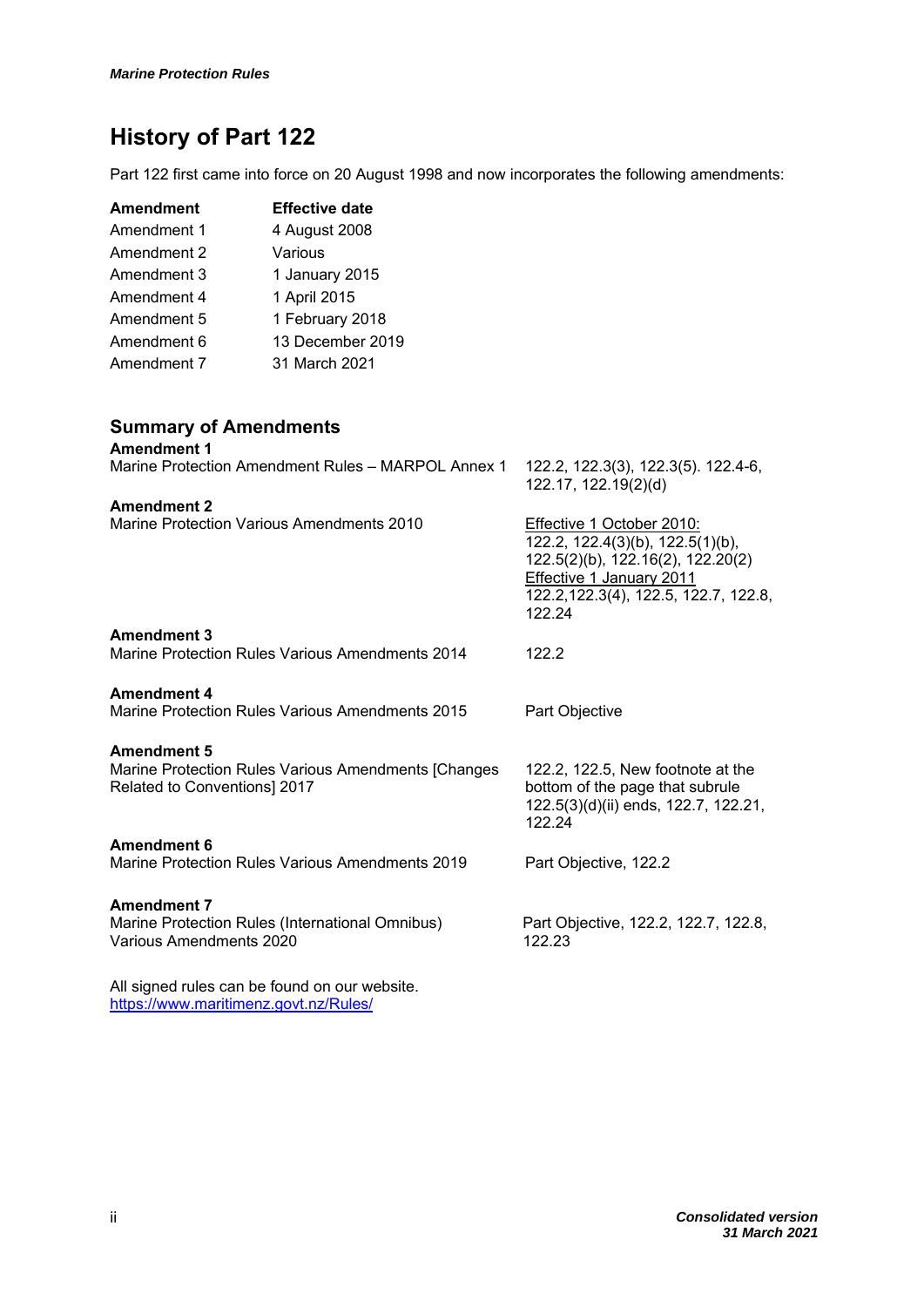# History of Part 122

Part 122 first came into force on 20 August 1998 and now incorporates the following amendments:

| Amendment | Effective date |
|---|---|
| Amendment 1 | 4 August 2008 |
| Amendment 2 | Various |
| Amendment 3 | 1 January 2015 |
| Amendment 4 | 1 April 2015 |
| Amendment 5 | 1 February 2018 |
| Amendment 6 | 13 December 2019 |
| Amendment 7 | 31 March 2021 |

## Summary of Amendments

| | |
|---|---|
| **Amendment 1**<br>Marine Protection Amendment Rules – MARPOL Annex 1 | 122.2, 122.3(3), 122.3(5). 122.4-6, 122.17, 122.19(2)(d) |
| **Amendment 2**<br>Marine Protection Various Amendments 2010 | <u>Effective 1 October 2010:</u><br>122.2, 122.4(3)(b), 122.5(1)(b), 122.5(2)(b), 122.16(2), 122.20(2)<br><u>Effective 1 January 2011</u><br>122.2,122.3(4), 122.5, 122.7, 122.8, 122.24 |
| **Amendment 3**<br>Marine Protection Rules Various Amendments 2014 | 122.2 |
| **Amendment 4**<br>Marine Protection Rules Various Amendments 2015 | Part Objective |
| **Amendment 5**<br>Marine Protection Rules Various Amendments [Changes Related to Conventions] 2017 | 122.2, 122.5, New footnote at the bottom of the page that subrule 122.5(3)(d)(ii) ends, 122.7, 122.21, 122.24 |
| **Amendment 6**<br>Marine Protection Rules Various Amendments 2019 | Part Objective, 122.2 |
| **Amendment 7**<br>Marine Protection Rules (International Omnibus) Various Amendments 2020 | Part Objective, 122.2, 122.7, 122.8, 122.23 |

All signed rules can be found on our website.
https://www.maritimenz.govt.nz/Rules/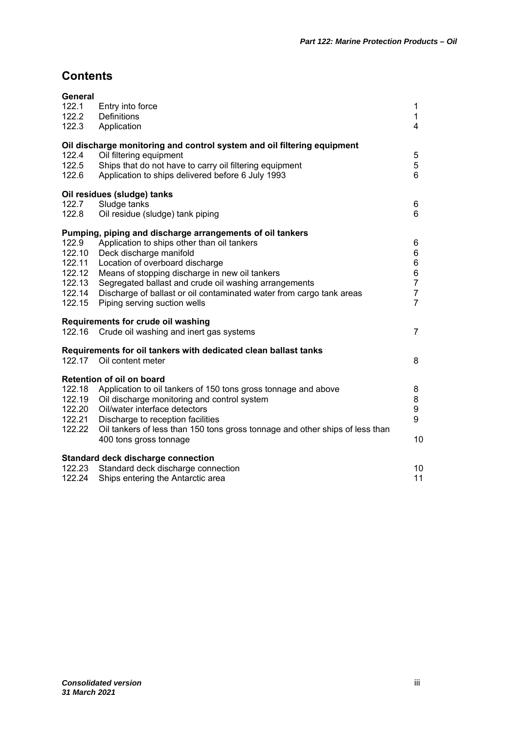# Contents

| | | |
|---|---|---|
| **General** | | |
| 122.1 | Entry into force | 1 |
| 122.2 | Definitions | 1 |
| 122.3 | Application | 4 |
| **Oil discharge monitoring and control system and oil filtering equipment** | | |
| 122.4 | Oil filtering equipment | 5 |
| 122.5 | Ships that do not have to carry oil filtering equipment | 5 |
| 122.6 | Application to ships delivered before 6 July 1993 | 6 |
| **Oil residues (sludge) tanks** | | |
| 122.7 | Sludge tanks | 6 |
| 122.8 | Oil residue (sludge) tank piping | 6 |
| **Pumping, piping and discharge arrangements of oil tankers** | | |
| 122.9 | Application to ships other than oil tankers | 6 |
| 122.10 | Deck discharge manifold | 6 |
| 122.11 | Location of overboard discharge | 6 |
| 122.12 | Means of stopping discharge in new oil tankers | 6 |
| 122.13 | Segregated ballast and crude oil washing arrangements | 7 |
| 122.14 | Discharge of ballast or oil contaminated water from cargo tank areas | 7 |
| 122.15 | Piping serving suction wells | 7 |
| **Requirements for crude oil washing** | | |
| 122.16 | Crude oil washing and inert gas systems | 7 |
| **Requirements for oil tankers with dedicated clean ballast tanks** | | |
| 122.17 | Oil content meter | 8 |
| **Retention of oil on board** | | |
| 122.18 | Application to oil tankers of 150 tons gross tonnage and above | 8 |
| 122.19 | Oil discharge monitoring and control system | 8 |
| 122.20 | Oil/water interface detectors | 9 |
| 122.21 | Discharge to reception facilities | 9 |
| 122.22 | Oil tankers of less than 150 tons gross tonnage and other ships of less than 400 tons gross tonnage | 10 |
| **Standard deck discharge connection** | | |
| 122.23 | Standard deck discharge connection | 10 |
| 122.24 | Ships entering the Antarctic area | 11 |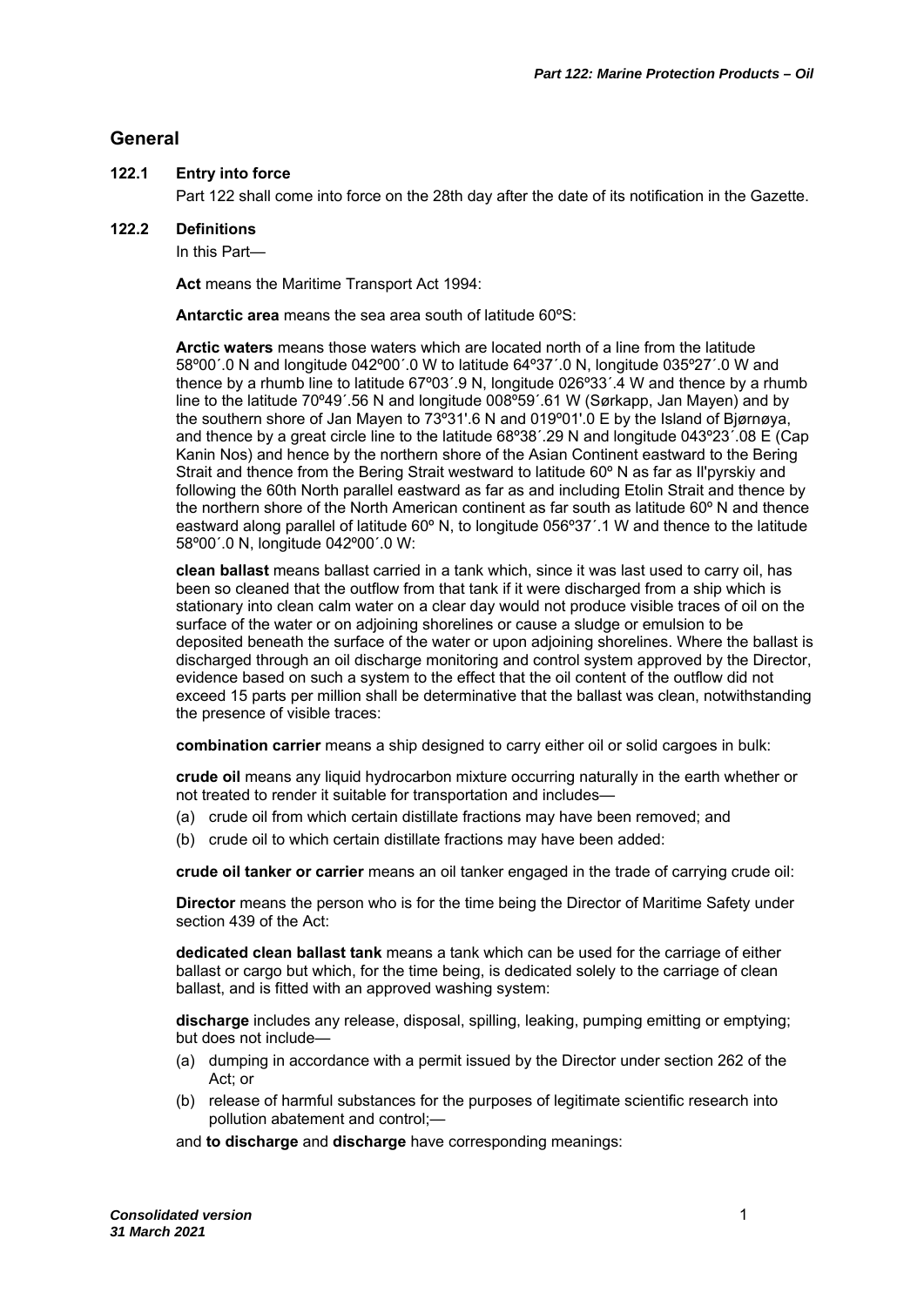## General

### 122.1 Entry into force

Part 122 shall come into force on the 28th day after the date of its notification in the Gazette.

### 122.2 Definitions

In this Part—

**Act** means the Maritime Transport Act 1994:

**Antarctic area** means the sea area south of latitude 60ºS:

**Arctic waters** means those waters which are located north of a line from the latitude 58º00´.0 N and longitude 042º00´.0 W to latitude 64º37´.0 N, longitude 035º27´.0 W and thence by a rhumb line to latitude 67º03´.9 N, longitude 026º33´.4 W and thence by a rhumb line to the latitude 70º49´.56 N and longitude 008º59´.61 W (Sørkapp, Jan Mayen) and by the southern shore of Jan Mayen to 73º31'.6 N and 019º01'.0 E by the Island of Bjørnøya, and thence by a great circle line to the latitude 68º38´.29 N and longitude 043º23´.08 E (Cap Kanin Nos) and hence by the northern shore of the Asian Continent eastward to the Bering Strait and thence from the Bering Strait westward to latitude 60º N as far as Il'pyrskiy and following the 60th North parallel eastward as far as and including Etolin Strait and thence by the northern shore of the North American continent as far south as latitude 60º N and thence eastward along parallel of latitude 60º N, to longitude 056º37´.1 W and thence to the latitude 58º00´.0 N, longitude 042º00´.0 W:

**clean ballast** means ballast carried in a tank which, since it was last used to carry oil, has been so cleaned that the outflow from that tank if it were discharged from a ship which is stationary into clean calm water on a clear day would not produce visible traces of oil on the surface of the water or on adjoining shorelines or cause a sludge or emulsion to be deposited beneath the surface of the water or upon adjoining shorelines. Where the ballast is discharged through an oil discharge monitoring and control system approved by the Director, evidence based on such a system to the effect that the oil content of the outflow did not exceed 15 parts per million shall be determinative that the ballast was clean, notwithstanding the presence of visible traces:

**combination carrier** means a ship designed to carry either oil or solid cargoes in bulk:

**crude oil** means any liquid hydrocarbon mixture occurring naturally in the earth whether or not treated to render it suitable for transportation and includes—

(a) crude oil from which certain distillate fractions may have been removed; and

(b) crude oil to which certain distillate fractions may have been added:

**crude oil tanker or carrier** means an oil tanker engaged in the trade of carrying crude oil:

**Director** means the person who is for the time being the Director of Maritime Safety under section 439 of the Act:

**dedicated clean ballast tank** means a tank which can be used for the carriage of either ballast or cargo but which, for the time being, is dedicated solely to the carriage of clean ballast, and is fitted with an approved washing system:

**discharge** includes any release, disposal, spilling, leaking, pumping emitting or emptying; but does not include—

(a) dumping in accordance with a permit issued by the Director under section 262 of the Act; or

(b) release of harmful substances for the purposes of legitimate scientific research into pollution abatement and control;—

and **to discharge** and **discharge** have corresponding meanings: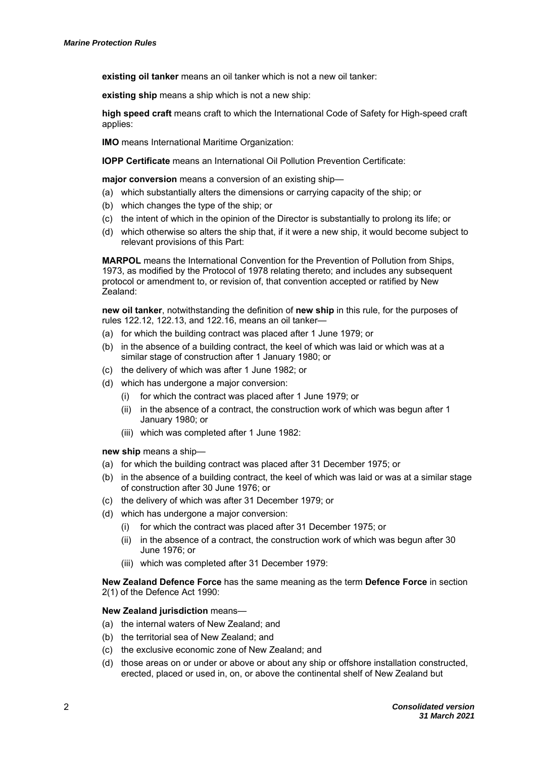**existing oil tanker** means an oil tanker which is not a new oil tanker:

**existing ship** means a ship which is not a new ship:

**high speed craft** means craft to which the International Code of Safety for High-speed craft applies:

**IMO** means International Maritime Organization:

**IOPP Certificate** means an International Oil Pollution Prevention Certificate:

**major conversion** means a conversion of an existing ship—

(a) which substantially alters the dimensions or carrying capacity of the ship; or
(b) which changes the type of the ship; or
(c) the intent of which in the opinion of the Director is substantially to prolong its life; or
(d) which otherwise so alters the ship that, if it were a new ship, it would become subject to relevant provisions of this Part:

**MARPOL** means the International Convention for the Prevention of Pollution from Ships, 1973, as modified by the Protocol of 1978 relating thereto; and includes any subsequent protocol or amendment to, or revision of, that convention accepted or ratified by New Zealand:

**new oil tanker**, notwithstanding the definition of **new ship** in this rule, for the purposes of rules 122.12, 122.13, and 122.16, means an oil tanker—

(a) for which the building contract was placed after 1 June 1979; or
(b) in the absence of a building contract, the keel of which was laid or which was at a similar stage of construction after 1 January 1980; or
(c) the delivery of which was after 1 June 1982; or
(d) which has undergone a major conversion:
    (i) for which the contract was placed after 1 June 1979; or
    (ii) in the absence of a contract, the construction work of which was begun after 1 January 1980; or
    (iii) which was completed after 1 June 1982:

**new ship** means a ship—

(a) for which the building contract was placed after 31 December 1975; or
(b) in the absence of a building contract, the keel of which was laid or was at a similar stage of construction after 30 June 1976; or
(c) the delivery of which was after 31 December 1979; or
(d) which has undergone a major conversion:
    (i) for which the contract was placed after 31 December 1975; or
    (ii) in the absence of a contract, the construction work of which was begun after 30 June 1976; or
    (iii) which was completed after 31 December 1979:

**New Zealand Defence Force** has the same meaning as the term **Defence Force** in section 2(1) of the Defence Act 1990:

**New Zealand jurisdiction** means—

(a) the internal waters of New Zealand; and
(b) the territorial sea of New Zealand; and
(c) the exclusive economic zone of New Zealand; and
(d) those areas on or under or above or about any ship or offshore installation constructed, erected, placed or used in, on, or above the continental shelf of New Zealand but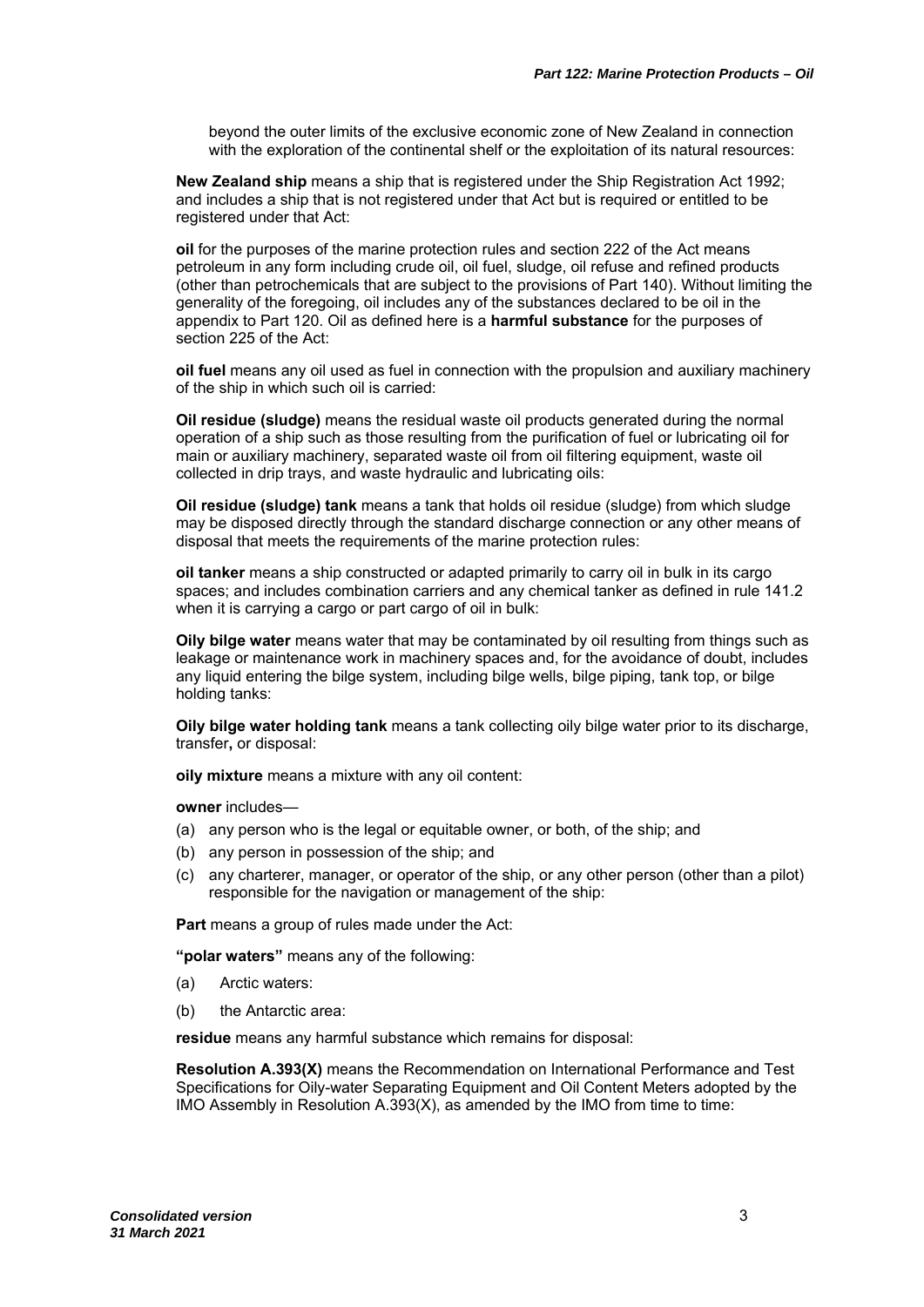beyond the outer limits of the exclusive economic zone of New Zealand in connection with the exploration of the continental shelf or the exploitation of its natural resources:

**New Zealand ship** means a ship that is registered under the Ship Registration Act 1992; and includes a ship that is not registered under that Act but is required or entitled to be registered under that Act:

**oil** for the purposes of the marine protection rules and section 222 of the Act means petroleum in any form including crude oil, oil fuel, sludge, oil refuse and refined products (other than petrochemicals that are subject to the provisions of Part 140). Without limiting the generality of the foregoing, oil includes any of the substances declared to be oil in the appendix to Part 120. Oil as defined here is a **harmful substance** for the purposes of section 225 of the Act:

**oil fuel** means any oil used as fuel in connection with the propulsion and auxiliary machinery of the ship in which such oil is carried:

**Oil residue (sludge)** means the residual waste oil products generated during the normal operation of a ship such as those resulting from the purification of fuel or lubricating oil for main or auxiliary machinery, separated waste oil from oil filtering equipment, waste oil collected in drip trays, and waste hydraulic and lubricating oils:

**Oil residue (sludge) tank** means a tank that holds oil residue (sludge) from which sludge may be disposed directly through the standard discharge connection or any other means of disposal that meets the requirements of the marine protection rules:

**oil tanker** means a ship constructed or adapted primarily to carry oil in bulk in its cargo spaces; and includes combination carriers and any chemical tanker as defined in rule 141.2 when it is carrying a cargo or part cargo of oil in bulk:

**Oily bilge water** means water that may be contaminated by oil resulting from things such as leakage or maintenance work in machinery spaces and, for the avoidance of doubt, includes any liquid entering the bilge system, including bilge wells, bilge piping, tank top, or bilge holding tanks:

**Oily bilge water holding tank** means a tank collecting oily bilge water prior to its discharge, transfer, or disposal:

**oily mixture** means a mixture with any oil content:

**owner** includes—

(a) any person who is the legal or equitable owner, or both, of the ship; and

(b) any person in possession of the ship; and

(c) any charterer, manager, or operator of the ship, or any other person (other than a pilot) responsible for the navigation or management of the ship:

**Part** means a group of rules made under the Act:

**"polar waters"** means any of the following:

(a) Arctic waters:

(b) the Antarctic area:

**residue** means any harmful substance which remains for disposal:

**Resolution A.393(X)** means the Recommendation on International Performance and Test Specifications for Oily-water Separating Equipment and Oil Content Meters adopted by the IMO Assembly in Resolution A.393(X), as amended by the IMO from time to time: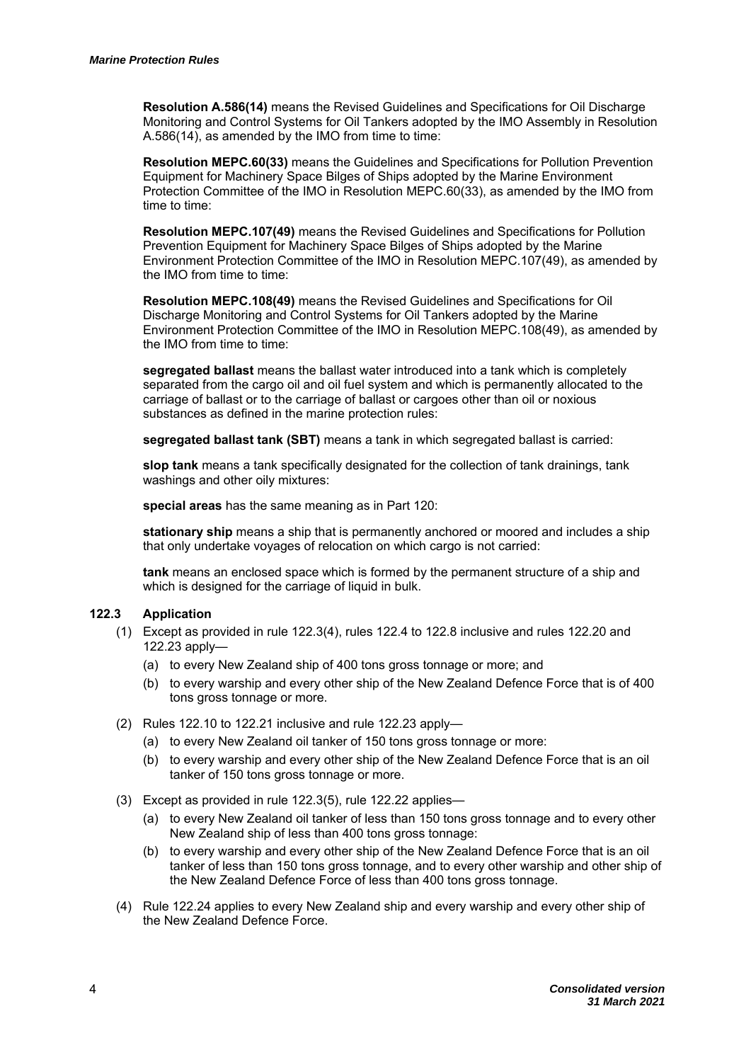**Resolution A.586(14)** means the Revised Guidelines and Specifications for Oil Discharge Monitoring and Control Systems for Oil Tankers adopted by the IMO Assembly in Resolution A.586(14), as amended by the IMO from time to time:

**Resolution MEPC.60(33)** means the Guidelines and Specifications for Pollution Prevention Equipment for Machinery Space Bilges of Ships adopted by the Marine Environment Protection Committee of the IMO in Resolution MEPC.60(33), as amended by the IMO from time to time:

**Resolution MEPC.107(49)** means the Revised Guidelines and Specifications for Pollution Prevention Equipment for Machinery Space Bilges of Ships adopted by the Marine Environment Protection Committee of the IMO in Resolution MEPC.107(49), as amended by the IMO from time to time:

**Resolution MEPC.108(49)** means the Revised Guidelines and Specifications for Oil Discharge Monitoring and Control Systems for Oil Tankers adopted by the Marine Environment Protection Committee of the IMO in Resolution MEPC.108(49), as amended by the IMO from time to time:

**segregated ballast** means the ballast water introduced into a tank which is completely separated from the cargo oil and oil fuel system and which is permanently allocated to the carriage of ballast or to the carriage of ballast or cargoes other than oil or noxious substances as defined in the marine protection rules:

**segregated ballast tank (SBT)** means a tank in which segregated ballast is carried:

**slop tank** means a tank specifically designated for the collection of tank drainings, tank washings and other oily mixtures:

**special areas** has the same meaning as in Part 120:

**stationary ship** means a ship that is permanently anchored or moored and includes a ship that only undertake voyages of relocation on which cargo is not carried:

**tank** means an enclosed space which is formed by the permanent structure of a ship and which is designed for the carriage of liquid in bulk.

### 122.3 Application

(1) Except as provided in rule 122.3(4), rules 122.4 to 122.8 inclusive and rules 122.20 and 122.23 apply—

- (a) to every New Zealand ship of 400 tons gross tonnage or more; and
- (b) to every warship and every other ship of the New Zealand Defence Force that is of 400 tons gross tonnage or more.

(2) Rules 122.10 to 122.21 inclusive and rule 122.23 apply—

- (a) to every New Zealand oil tanker of 150 tons gross tonnage or more:
- (b) to every warship and every other ship of the New Zealand Defence Force that is an oil tanker of 150 tons gross tonnage or more.

(3) Except as provided in rule 122.3(5), rule 122.22 applies—

- (a) to every New Zealand oil tanker of less than 150 tons gross tonnage and to every other New Zealand ship of less than 400 tons gross tonnage:
- (b) to every warship and every other ship of the New Zealand Defence Force that is an oil tanker of less than 150 tons gross tonnage, and to every other warship and other ship of the New Zealand Defence Force of less than 400 tons gross tonnage.

(4) Rule 122.24 applies to every New Zealand ship and every warship and every other ship of the New Zealand Defence Force.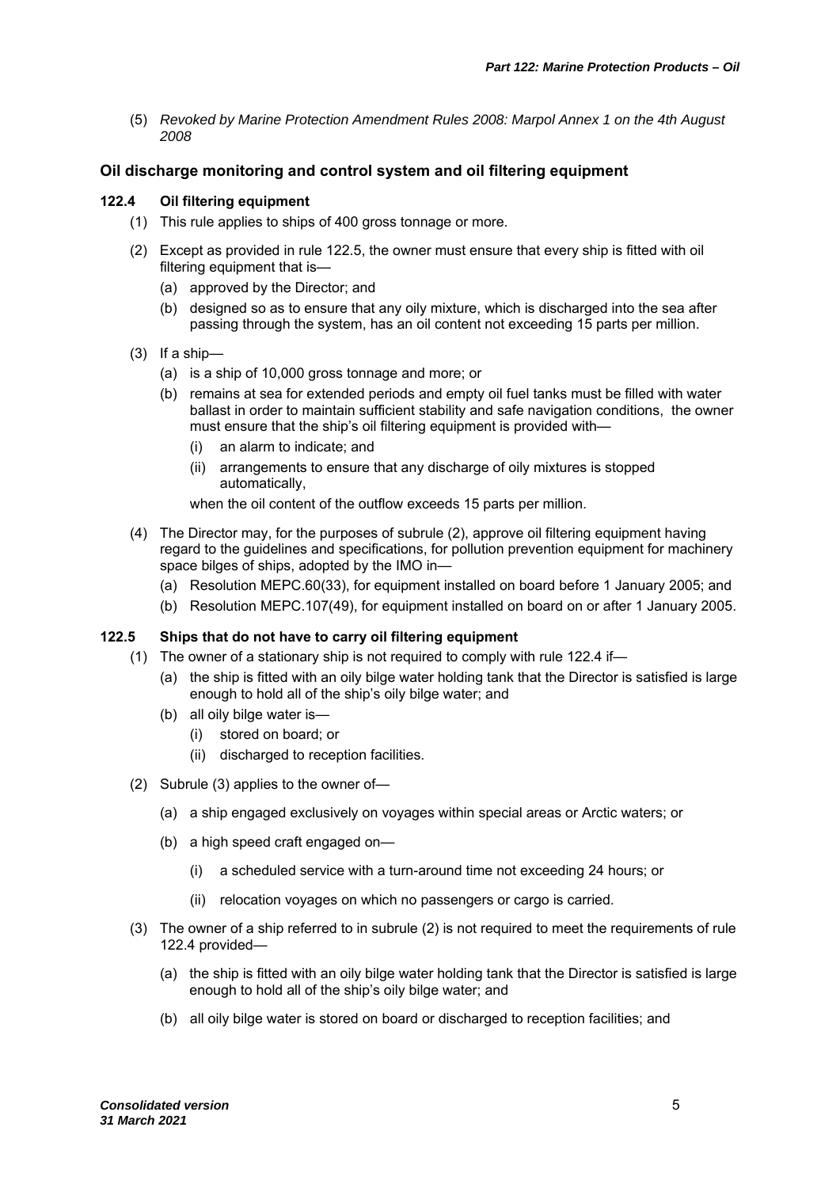(5) *Revoked by Marine Protection Amendment Rules 2008: Marpol Annex 1 on the 4th August 2008*

## Oil discharge monitoring and control system and oil filtering equipment

### 122.4 Oil filtering equipment

(1) This rule applies to ships of 400 gross tonnage or more.

(2) Except as provided in rule 122.5, the owner must ensure that every ship is fitted with oil filtering equipment that is—

- (a) approved by the Director; and
- (b) designed so as to ensure that any oily mixture, which is discharged into the sea after passing through the system, has an oil content not exceeding 15 parts per million.

(3) If a ship—

- (a) is a ship of 10,000 gross tonnage and more; or
- (b) remains at sea for extended periods and empty oil fuel tanks must be filled with water ballast in order to maintain sufficient stability and safe navigation conditions, the owner must ensure that the ship's oil filtering equipment is provided with—
  - (i) an alarm to indicate; and
  - (ii) arrangements to ensure that any discharge of oily mixtures is stopped automatically,

  when the oil content of the outflow exceeds 15 parts per million.

(4) The Director may, for the purposes of subrule (2), approve oil filtering equipment having regard to the guidelines and specifications, for pollution prevention equipment for machinery space bilges of ships, adopted by the IMO in—

- (a) Resolution MEPC.60(33), for equipment installed on board before 1 January 2005; and
- (b) Resolution MEPC.107(49), for equipment installed on board on or after 1 January 2005.

### 122.5 Ships that do not have to carry oil filtering equipment

(1) The owner of a stationary ship is not required to comply with rule 122.4 if—

- (a) the ship is fitted with an oily bilge water holding tank that the Director is satisfied is large enough to hold all of the ship's oily bilge water; and
- (b) all oily bilge water is—
  - (i) stored on board; or
  - (ii) discharged to reception facilities.

(2) Subrule (3) applies to the owner of—

- (a) a ship engaged exclusively on voyages within special areas or Arctic waters; or
- (b) a high speed craft engaged on—
  - (i) a scheduled service with a turn-around time not exceeding 24 hours; or
  - (ii) relocation voyages on which no passengers or cargo is carried.

(3) The owner of a ship referred to in subrule (2) is not required to meet the requirements of rule 122.4 provided—

- (a) the ship is fitted with an oily bilge water holding tank that the Director is satisfied is large enough to hold all of the ship's oily bilge water; and
- (b) all oily bilge water is stored on board or discharged to reception facilities; and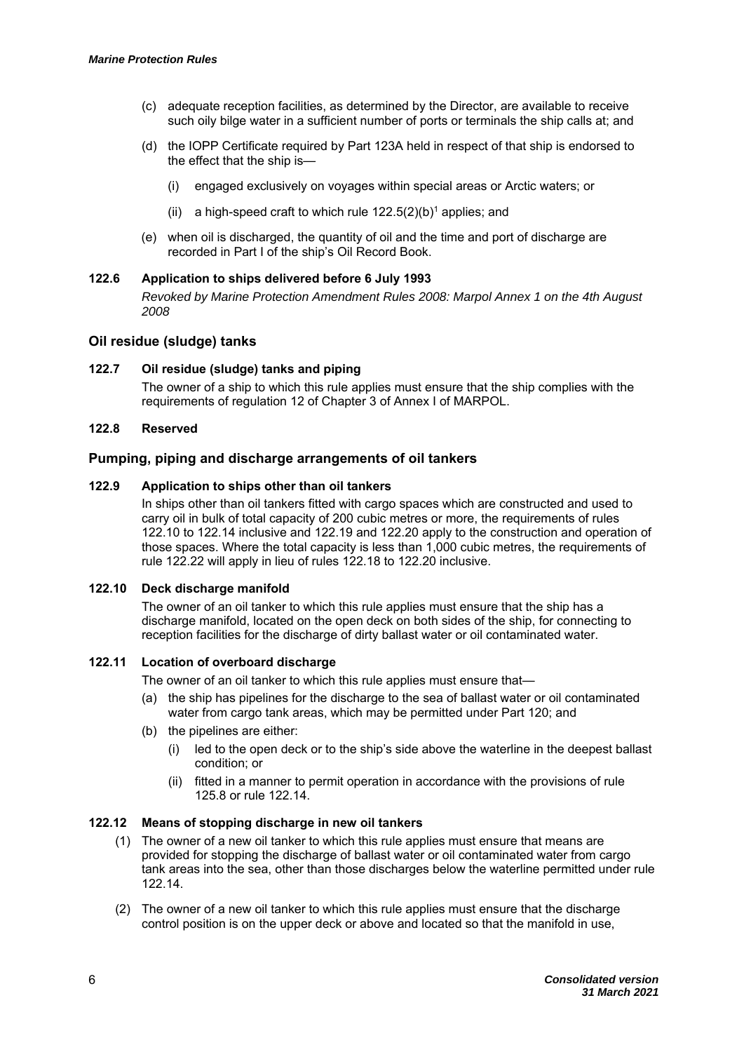(c) adequate reception facilities, as determined by the Director, are available to receive such oily bilge water in a sufficient number of ports or terminals the ship calls at; and

(d) the IOPP Certificate required by Part 123A held in respect of that ship is endorsed to the effect that the ship is—

(i) engaged exclusively on voyages within special areas or Arctic waters; or

(ii) a high-speed craft to which rule 122.5(2)(b)[1] applies; and

(e) when oil is discharged, the quantity of oil and the time and port of discharge are recorded in Part I of the ship's Oil Record Book.

### 122.6 Application to ships delivered before 6 July 1993

*Revoked by Marine Protection Amendment Rules 2008: Marpol Annex 1 on the 4th August 2008*

## Oil residue (sludge) tanks

### 122.7 Oil residue (sludge) tanks and piping

The owner of a ship to which this rule applies must ensure that the ship complies with the requirements of regulation 12 of Chapter 3 of Annex I of MARPOL.

### 122.8 Reserved

## Pumping, piping and discharge arrangements of oil tankers

### 122.9 Application to ships other than oil tankers

In ships other than oil tankers fitted with cargo spaces which are constructed and used to carry oil in bulk of total capacity of 200 cubic metres or more, the requirements of rules 122.10 to 122.14 inclusive and 122.19 and 122.20 apply to the construction and operation of those spaces. Where the total capacity is less than 1,000 cubic metres, the requirements of rule 122.22 will apply in lieu of rules 122.18 to 122.20 inclusive.

### 122.10 Deck discharge manifold

The owner of an oil tanker to which this rule applies must ensure that the ship has a discharge manifold, located on the open deck on both sides of the ship, for connecting to reception facilities for the discharge of dirty ballast water or oil contaminated water.

### 122.11 Location of overboard discharge

The owner of an oil tanker to which this rule applies must ensure that—

(a) the ship has pipelines for the discharge to the sea of ballast water or oil contaminated water from cargo tank areas, which may be permitted under Part 120; and

(b) the pipelines are either:

(i) led to the open deck or to the ship's side above the waterline in the deepest ballast condition; or

(ii) fitted in a manner to permit operation in accordance with the provisions of rule 125.8 or rule 122.14.

### 122.12 Means of stopping discharge in new oil tankers

(1) The owner of a new oil tanker to which this rule applies must ensure that means are provided for stopping the discharge of ballast water or oil contaminated water from cargo tank areas into the sea, other than those discharges below the waterline permitted under rule 122.14.

(2) The owner of a new oil tanker to which this rule applies must ensure that the discharge control position is on the upper deck or above and located so that the manifold in use,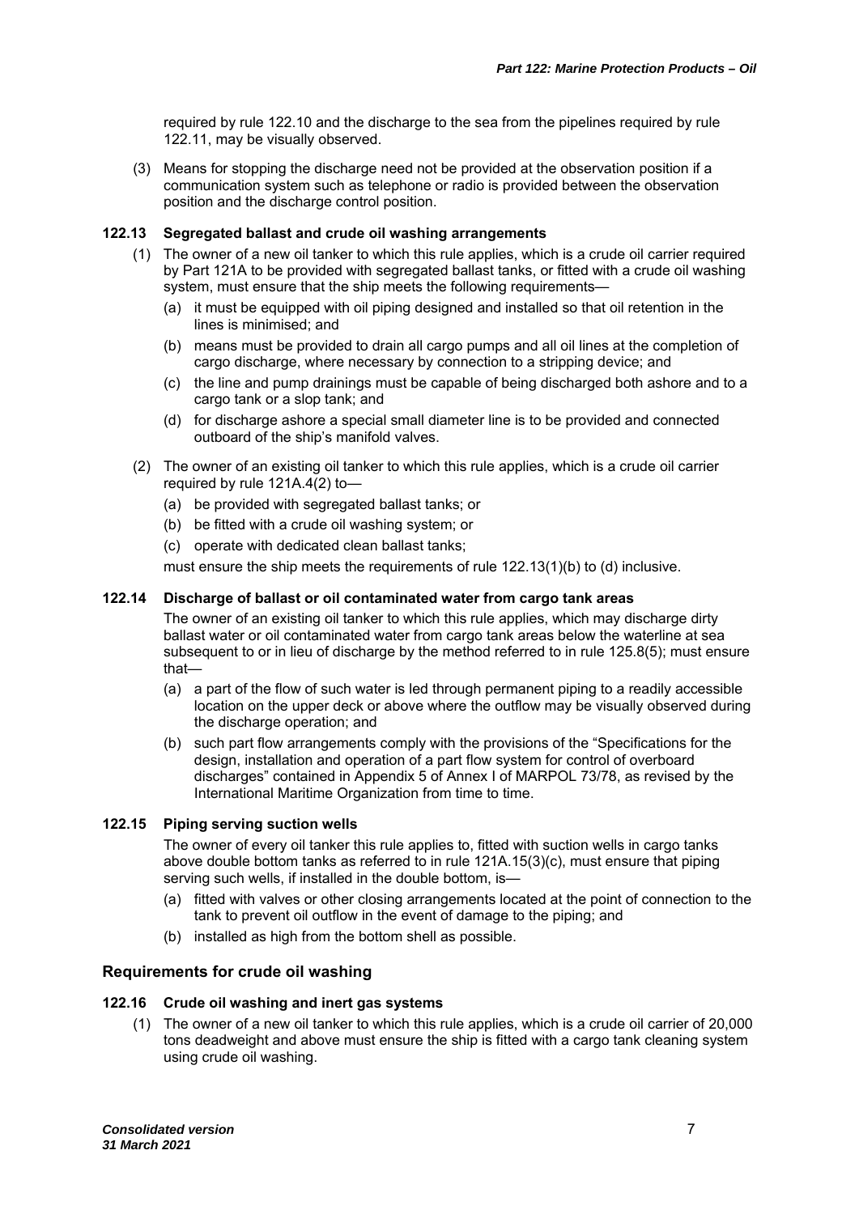required by rule 122.10 and the discharge to the sea from the pipelines required by rule 122.11, may be visually observed.

(3) Means for stopping the discharge need not be provided at the observation position if a communication system such as telephone or radio is provided between the observation position and the discharge control position.

#### 122.13 Segregated ballast and crude oil washing arrangements

(1) The owner of a new oil tanker to which this rule applies, which is a crude oil carrier required by Part 121A to be provided with segregated ballast tanks, or fitted with a crude oil washing system, must ensure that the ship meets the following requirements—

- (a) it must be equipped with oil piping designed and installed so that oil retention in the lines is minimised; and
- (b) means must be provided to drain all cargo pumps and all oil lines at the completion of cargo discharge, where necessary by connection to a stripping device; and
- (c) the line and pump drainings must be capable of being discharged both ashore and to a cargo tank or a slop tank; and
- (d) for discharge ashore a special small diameter line is to be provided and connected outboard of the ship's manifold valves.

(2) The owner of an existing oil tanker to which this rule applies, which is a crude oil carrier required by rule 121A.4(2) to—

- (a) be provided with segregated ballast tanks; or
- (b) be fitted with a crude oil washing system; or
- (c) operate with dedicated clean ballast tanks;

must ensure the ship meets the requirements of rule 122.13(1)(b) to (d) inclusive.

#### 122.14 Discharge of ballast or oil contaminated water from cargo tank areas

The owner of an existing oil tanker to which this rule applies, which may discharge dirty ballast water or oil contaminated water from cargo tank areas below the waterline at sea subsequent to or in lieu of discharge by the method referred to in rule 125.8(5); must ensure that—

- (a) a part of the flow of such water is led through permanent piping to a readily accessible location on the upper deck or above where the outflow may be visually observed during the discharge operation; and
- (b) such part flow arrangements comply with the provisions of the "Specifications for the design, installation and operation of a part flow system for control of overboard discharges" contained in Appendix 5 of Annex I of MARPOL 73/78, as revised by the International Maritime Organization from time to time.

#### 122.15 Piping serving suction wells

The owner of every oil tanker this rule applies to, fitted with suction wells in cargo tanks above double bottom tanks as referred to in rule 121A.15(3)(c), must ensure that piping serving such wells, if installed in the double bottom, is—

- (a) fitted with valves or other closing arrangements located at the point of connection to the tank to prevent oil outflow in the event of damage to the piping; and
- (b) installed as high from the bottom shell as possible.

### Requirements for crude oil washing

#### 122.16 Crude oil washing and inert gas systems

(1) The owner of a new oil tanker to which this rule applies, which is a crude oil carrier of 20,000 tons deadweight and above must ensure the ship is fitted with a cargo tank cleaning system using crude oil washing.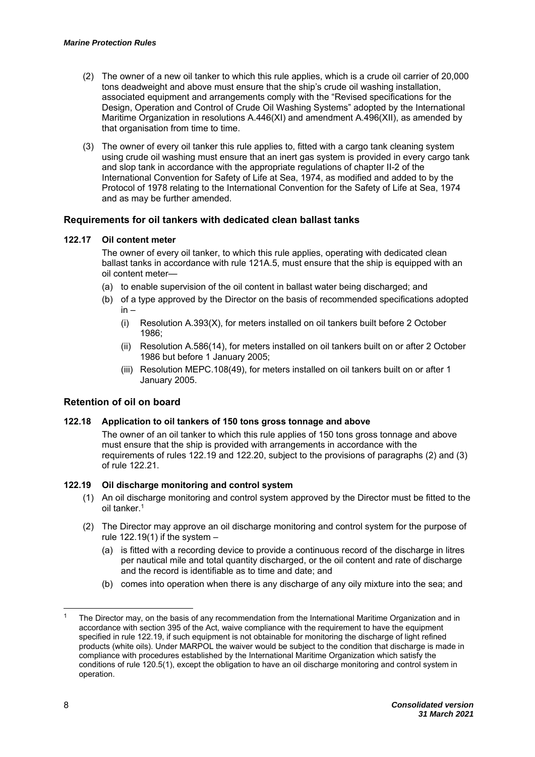(2) The owner of a new oil tanker to which this rule applies, which is a crude oil carrier of 20,000 tons deadweight and above must ensure that the ship's crude oil washing installation, associated equipment and arrangements comply with the "Revised specifications for the Design, Operation and Control of Crude Oil Washing Systems" adopted by the International Maritime Organization in resolutions A.446(XI) and amendment A.496(XII), as amended by that organisation from time to time.

(3) The owner of every oil tanker this rule applies to, fitted with a cargo tank cleaning system using crude oil washing must ensure that an inert gas system is provided in every cargo tank and slop tank in accordance with the appropriate regulations of chapter II-2 of the International Convention for Safety of Life at Sea, 1974, as modified and added to by the Protocol of 1978 relating to the International Convention for the Safety of Life at Sea, 1974 and as may be further amended.

## Requirements for oil tankers with dedicated clean ballast tanks

### 122.17 Oil content meter

The owner of every oil tanker, to which this rule applies, operating with dedicated clean ballast tanks in accordance with rule 121A.5, must ensure that the ship is equipped with an oil content meter—

(a) to enable supervision of the oil content in ballast water being discharged; and

(b) of a type approved by the Director on the basis of recommended specifications adopted in –

(i) Resolution A.393(X), for meters installed on oil tankers built before 2 October 1986;

(ii) Resolution A.586(14), for meters installed on oil tankers built on or after 2 October 1986 but before 1 January 2005;

(iii) Resolution MEPC.108(49), for meters installed on oil tankers built on or after 1 January 2005.

## Retention of oil on board

### 122.18 Application to oil tankers of 150 tons gross tonnage and above

The owner of an oil tanker to which this rule applies of 150 tons gross tonnage and above must ensure that the ship is provided with arrangements in accordance with the requirements of rules 122.19 and 122.20, subject to the provisions of paragraphs (2) and (3) of rule 122.21.

### 122.19 Oil discharge monitoring and control system

(1) An oil discharge monitoring and control system approved by the Director must be fitted to the oil tanker.[1]

(2) The Director may approve an oil discharge monitoring and control system for the purpose of rule 122.19(1) if the system –

(a) is fitted with a recording device to provide a continuous record of the discharge in litres per nautical mile and total quantity discharged, or the oil content and rate of discharge and the record is identifiable as to time and date; and

(b) comes into operation when there is any discharge of any oily mixture into the sea; and

---

[1] The Director may, on the basis of any recommendation from the International Maritime Organization and in accordance with section 395 of the Act, waive compliance with the requirement to have the equipment specified in rule 122.19, if such equipment is not obtainable for monitoring the discharge of light refined products (white oils). Under MARPOL the waiver would be subject to the condition that discharge is made in compliance with procedures established by the International Maritime Organization which satisfy the conditions of rule 120.5(1), except the obligation to have an oil discharge monitoring and control system in operation.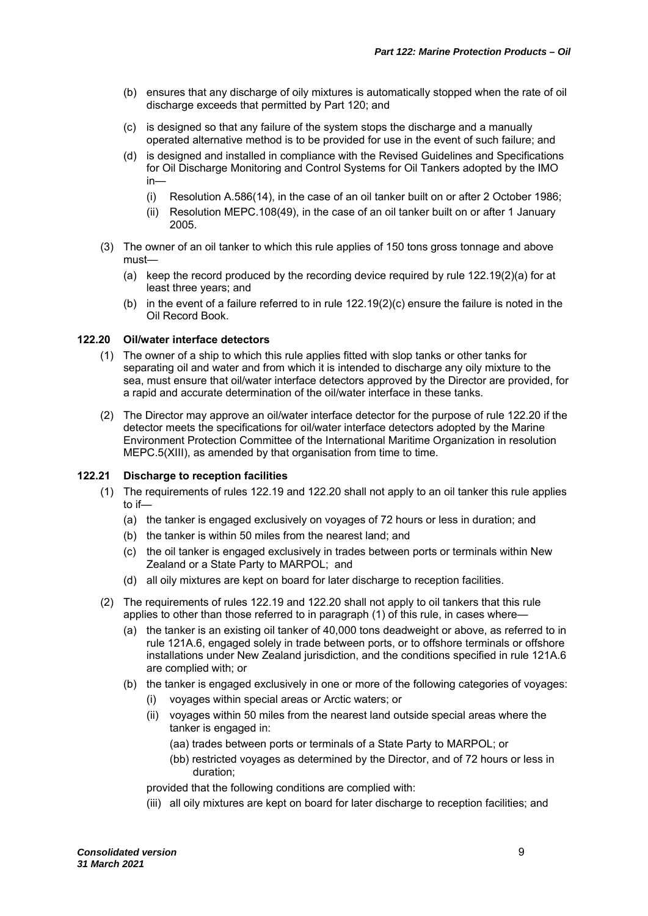(b) ensures that any discharge of oily mixtures is automatically stopped when the rate of oil discharge exceeds that permitted by Part 120; and

(c) is designed so that any failure of the system stops the discharge and a manually operated alternative method is to be provided for use in the event of such failure; and

(d) is designed and installed in compliance with the Revised Guidelines and Specifications for Oil Discharge Monitoring and Control Systems for Oil Tankers adopted by the IMO in—

(i) Resolution A.586(14), in the case of an oil tanker built on or after 2 October 1986;

(ii) Resolution MEPC.108(49), in the case of an oil tanker built on or after 1 January 2005.

(3) The owner of an oil tanker to which this rule applies of 150 tons gross tonnage and above must—

(a) keep the record produced by the recording device required by rule 122.19(2)(a) for at least three years; and

(b) in the event of a failure referred to in rule 122.19(2)(c) ensure the failure is noted in the Oil Record Book.

### 122.20 Oil/water interface detectors

(1) The owner of a ship to which this rule applies fitted with slop tanks or other tanks for separating oil and water and from which it is intended to discharge any oily mixture to the sea, must ensure that oil/water interface detectors approved by the Director are provided, for a rapid and accurate determination of the oil/water interface in these tanks.

(2) The Director may approve an oil/water interface detector for the purpose of rule 122.20 if the detector meets the specifications for oil/water interface detectors adopted by the Marine Environment Protection Committee of the International Maritime Organization in resolution MEPC.5(XIII), as amended by that organisation from time to time.

### 122.21 Discharge to reception facilities

(1) The requirements of rules 122.19 and 122.20 shall not apply to an oil tanker this rule applies to if—

(a) the tanker is engaged exclusively on voyages of 72 hours or less in duration; and

(b) the tanker is within 50 miles from the nearest land; and

(c) the oil tanker is engaged exclusively in trades between ports or terminals within New Zealand or a State Party to MARPOL; and

(d) all oily mixtures are kept on board for later discharge to reception facilities.

(2) The requirements of rules 122.19 and 122.20 shall not apply to oil tankers that this rule applies to other than those referred to in paragraph (1) of this rule, in cases where—

(a) the tanker is an existing oil tanker of 40,000 tons deadweight or above, as referred to in rule 121A.6, engaged solely in trade between ports, or to offshore terminals or offshore installations under New Zealand jurisdiction, and the conditions specified in rule 121A.6 are complied with; or

(b) the tanker is engaged exclusively in one or more of the following categories of voyages:

(i) voyages within special areas or Arctic waters; or

(ii) voyages within 50 miles from the nearest land outside special areas where the tanker is engaged in:

(aa) trades between ports or terminals of a State Party to MARPOL; or

(bb) restricted voyages as determined by the Director, and of 72 hours or less in duration;

provided that the following conditions are complied with:

(iii) all oily mixtures are kept on board for later discharge to reception facilities; and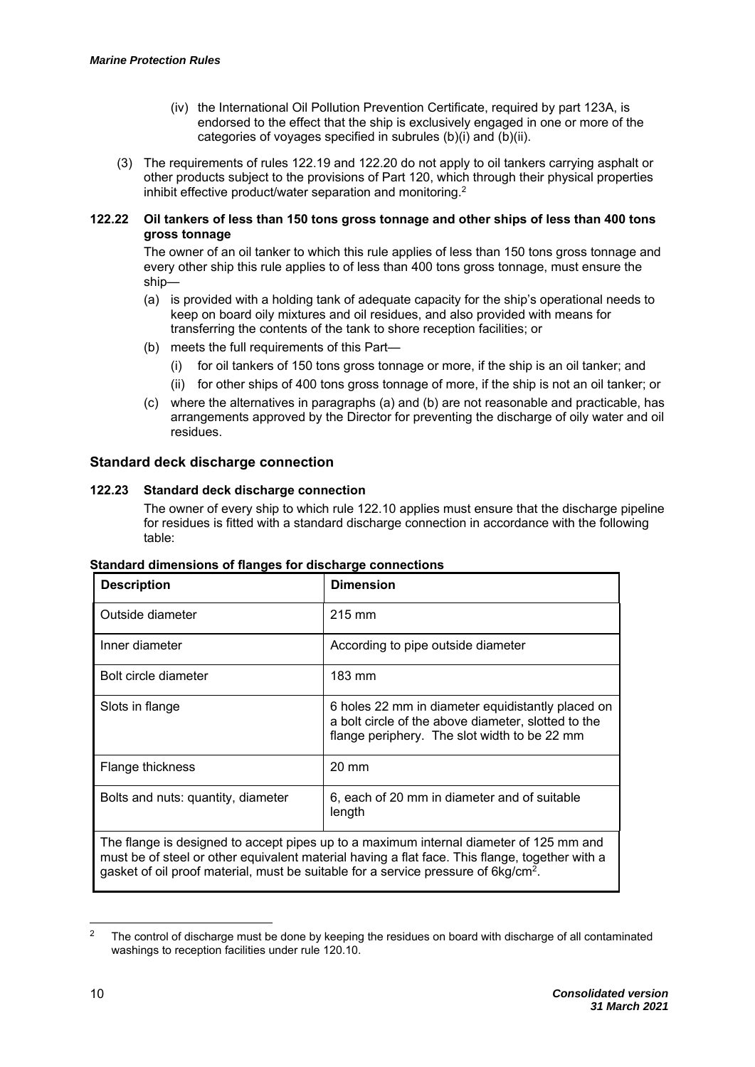(iv) the International Oil Pollution Prevention Certificate, required by part 123A, is endorsed to the effect that the ship is exclusively engaged in one or more of the categories of voyages specified in subrules (b)(i) and (b)(ii).

(3) The requirements of rules 122.19 and 122.20 do not apply to oil tankers carrying asphalt or other products subject to the provisions of Part 120, which through their physical properties inhibit effective product/water separation and monitoring.[2]

**122.22 Oil tankers of less than 150 tons gross tonnage and other ships of less than 400 tons gross tonnage**

The owner of an oil tanker to which this rule applies of less than 150 tons gross tonnage and every other ship this rule applies to of less than 400 tons gross tonnage, must ensure the ship—

(a) is provided with a holding tank of adequate capacity for the ship's operational needs to keep on board oily mixtures and oil residues, and also provided with means for transferring the contents of the tank to shore reception facilities; or

(b) meets the full requirements of this Part—

  (i) for oil tankers of 150 tons gross tonnage or more, if the ship is an oil tanker; and

  (ii) for other ships of 400 tons gross tonnage of more, if the ship is not an oil tanker; or

(c) where the alternatives in paragraphs (a) and (b) are not reasonable and practicable, has arrangements approved by the Director for preventing the discharge of oily water and oil residues.

## Standard deck discharge connection

**122.23 Standard deck discharge connection**

The owner of every ship to which rule 122.10 applies must ensure that the discharge pipeline for residues is fitted with a standard discharge connection in accordance with the following table:

**Standard dimensions of flanges for discharge connections**

| Description | Dimension |
|---|---|
| Outside diameter | 215 mm |
| Inner diameter | According to pipe outside diameter |
| Bolt circle diameter | 183 mm |
| Slots in flange | 6 holes 22 mm in diameter equidistantly placed on a bolt circle of the above diameter, slotted to the flange periphery. The slot width to be 22 mm |
| Flange thickness | 20 mm |
| Bolts and nuts: quantity, diameter | 6, each of 20 mm in diameter and of suitable length |
| The flange is designed to accept pipes up to a maximum internal diameter of 125 mm and must be of steel or other equivalent material having a flat face. This flange, together with a gasket of oil proof material, must be suitable for a service pressure of 6kg/cm$^2$. | |

[2] The control of discharge must be done by keeping the residues on board with discharge of all contaminated washings to reception facilities under rule 120.10.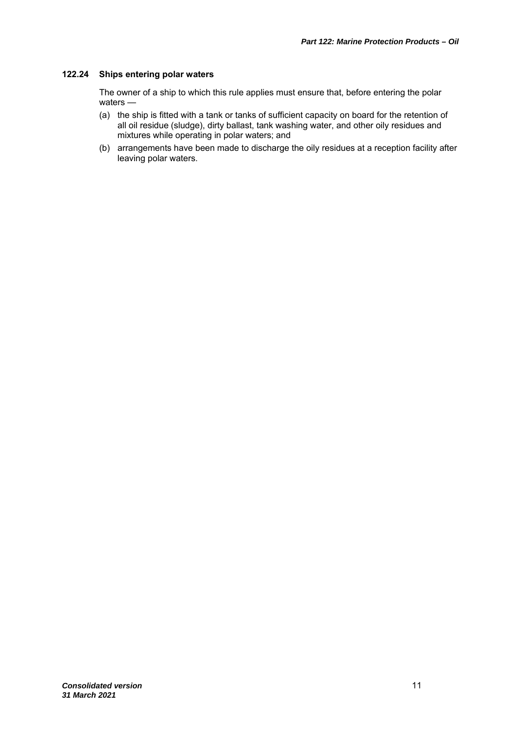#### 122.24 Ships entering polar waters

The owner of a ship to which this rule applies must ensure that, before entering the polar waters —

(a) the ship is fitted with a tank or tanks of sufficient capacity on board for the retention of all oil residue (sludge), dirty ballast, tank washing water, and other oily residues and mixtures while operating in polar waters; and

(b) arrangements have been made to discharge the oily residues at a reception facility after leaving polar waters.